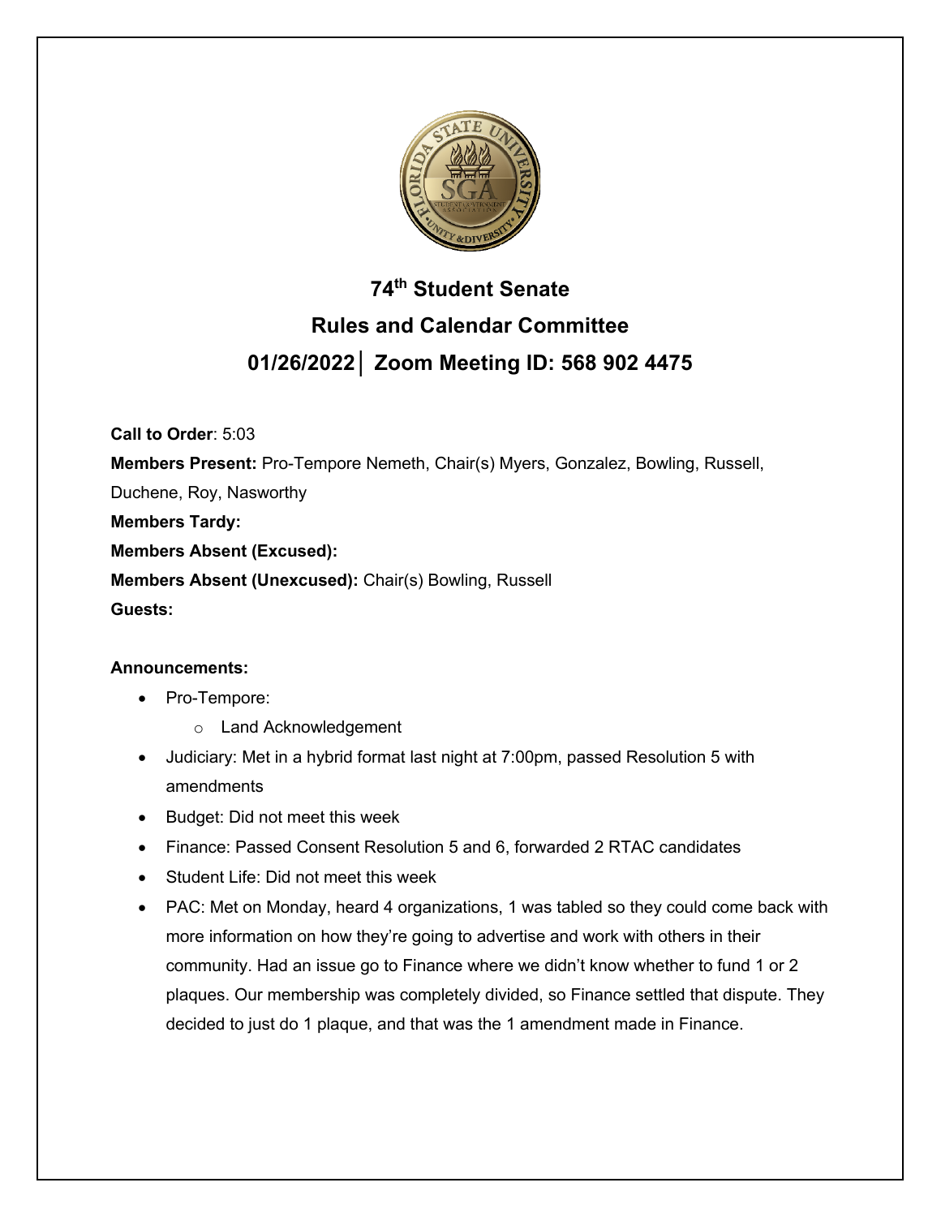# 74th Student Senate

## Rules and Calendar Committee

## 01/26/2022│ Zoom Meeting ID: 568 902 4475

**Call to Order**: 5:03

**Members Present:** Pro-Tempore Nemeth, Chair(s) Myers, Gonzalez, Bowling, Russell, Duchene, Roy, Nasworthy

**Members Tardy:**

**Members Absent (Excused):**

**Members Absent (Unexcused):** Chair(s) Bowling, Russell

**Guests:**

**Announcements:**

- Pro-Tempore:
  - Land Acknowledgement
- Judiciary: Met in a hybrid format last night at 7:00pm, passed Resolution 5 with amendments
- Budget: Did not meet this week
- Finance: Passed Consent Resolution 5 and 6, forwarded 2 RTAC candidates
- Student Life: Did not meet this week
- PAC: Met on Monday, heard 4 organizations, 1 was tabled so they could come back with more information on how they're going to advertise and work with others in their community. Had an issue go to Finance where we didn't know whether to fund 1 or 2 plaques. Our membership was completely divided, so Finance settled that dispute. They decided to just do 1 plaque, and that was the 1 amendment made in Finance.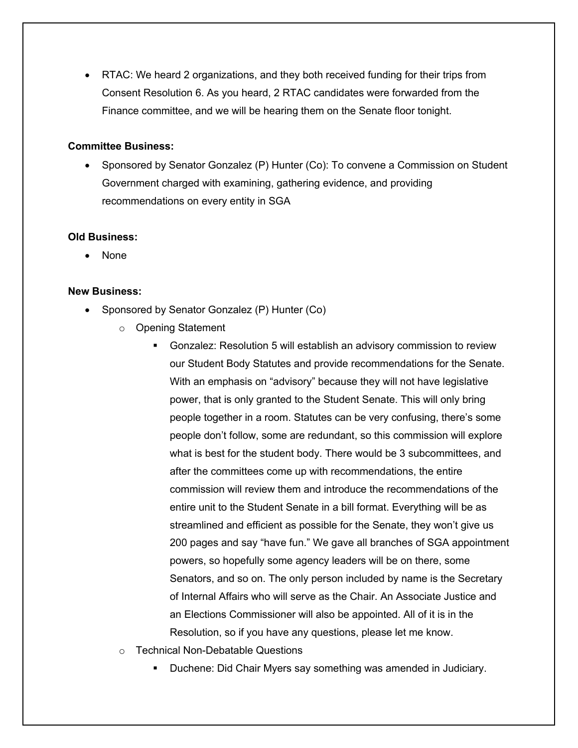- RTAC: We heard 2 organizations, and they both received funding for their trips from Consent Resolution 6. As you heard, 2 RTAC candidates were forwarded from the Finance committee, and we will be hearing them on the Senate floor tonight.

**Committee Business:**

- Sponsored by Senator Gonzalez (P) Hunter (Co): To convene a Commission on Student Government charged with examining, gathering evidence, and providing recommendations on every entity in SGA

**Old Business:**

- None

**New Business:**

- Sponsored by Senator Gonzalez (P) Hunter (Co)
  - Opening Statement
    - Gonzalez: Resolution 5 will establish an advisory commission to review our Student Body Statutes and provide recommendations for the Senate. With an emphasis on "advisory" because they will not have legislative power, that is only granted to the Student Senate. This will only bring people together in a room. Statutes can be very confusing, there's some people don't follow, some are redundant, so this commission will explore what is best for the student body. There would be 3 subcommittees, and after the committees come up with recommendations, the entire commission will review them and introduce the recommendations of the entire unit to the Student Senate in a bill format. Everything will be as streamlined and efficient as possible for the Senate, they won't give us 200 pages and say "have fun." We gave all branches of SGA appointment powers, so hopefully some agency leaders will be on there, some Senators, and so on. The only person included by name is the Secretary of Internal Affairs who will serve as the Chair. An Associate Justice and an Elections Commissioner will also be appointed. All of it is in the Resolution, so if you have any questions, please let me know.
  - Technical Non-Debatable Questions
    - Duchene: Did Chair Myers say something was amended in Judiciary.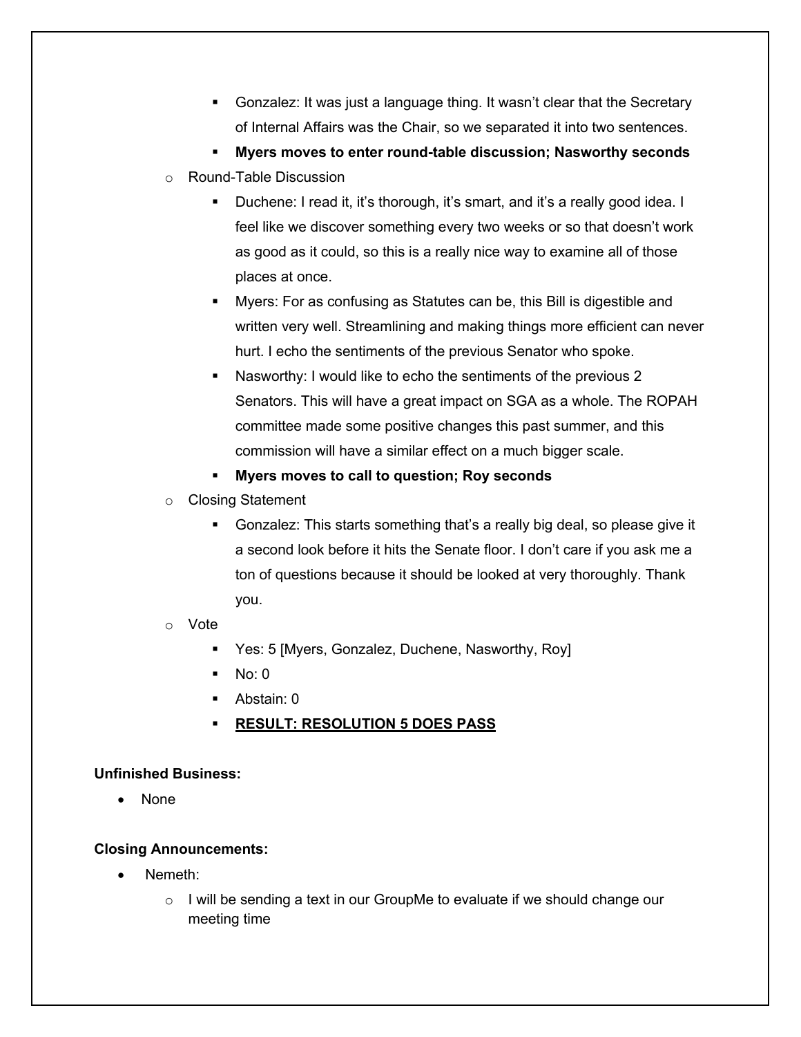- Gonzalez: It was just a language thing. It wasn't clear that the Secretary of Internal Affairs was the Chair, so we separated it into two sentences.
    - **Myers moves to enter round-table discussion; Nasworthy seconds**
- Round-Table Discussion
    - Duchene: I read it, it's thorough, it's smart, and it's a really good idea. I feel like we discover something every two weeks or so that doesn't work as good as it could, so this is a really nice way to examine all of those places at once.
    - Myers: For as confusing as Statutes can be, this Bill is digestible and written very well. Streamlining and making things more efficient can never hurt. I echo the sentiments of the previous Senator who spoke.
    - Nasworthy: I would like to echo the sentiments of the previous 2 Senators. This will have a great impact on SGA as a whole. The ROPAH committee made some positive changes this past summer, and this commission will have a similar effect on a much bigger scale.
    - **Myers moves to call to question; Roy seconds**
- Closing Statement
    - Gonzalez: This starts something that's a really big deal, so please give it a second look before it hits the Senate floor. I don't care if you ask me a ton of questions because it should be looked at very thoroughly. Thank you.
- Vote
    - Yes: 5 [Myers, Gonzalez, Duchene, Nasworthy, Roy]
    - No: 0
    - Abstain: 0
    - <u>**RESULT: RESOLUTION 5 DOES PASS**</u>

**Unfinished Business:**

- None

**Closing Announcements:**

- Nemeth:
    - I will be sending a text in our GroupMe to evaluate if we should change our meeting time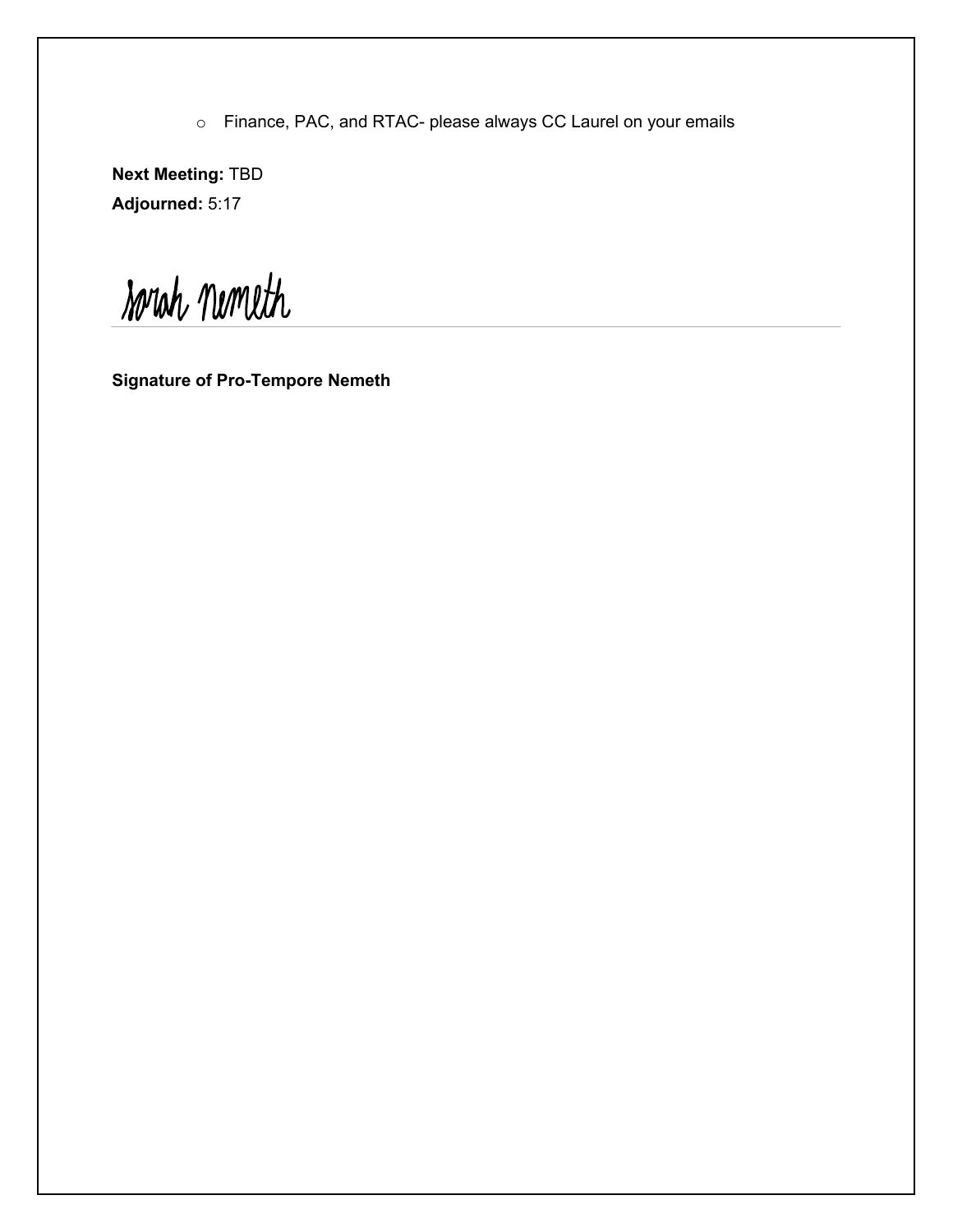- Finance, PAC, and RTAC- please always CC Laurel on your emails

**Next Meeting:** TBD

**Adjourned:** 5:17

Sarah Nemeth

---

**Signature of Pro-Tempore Nemeth**